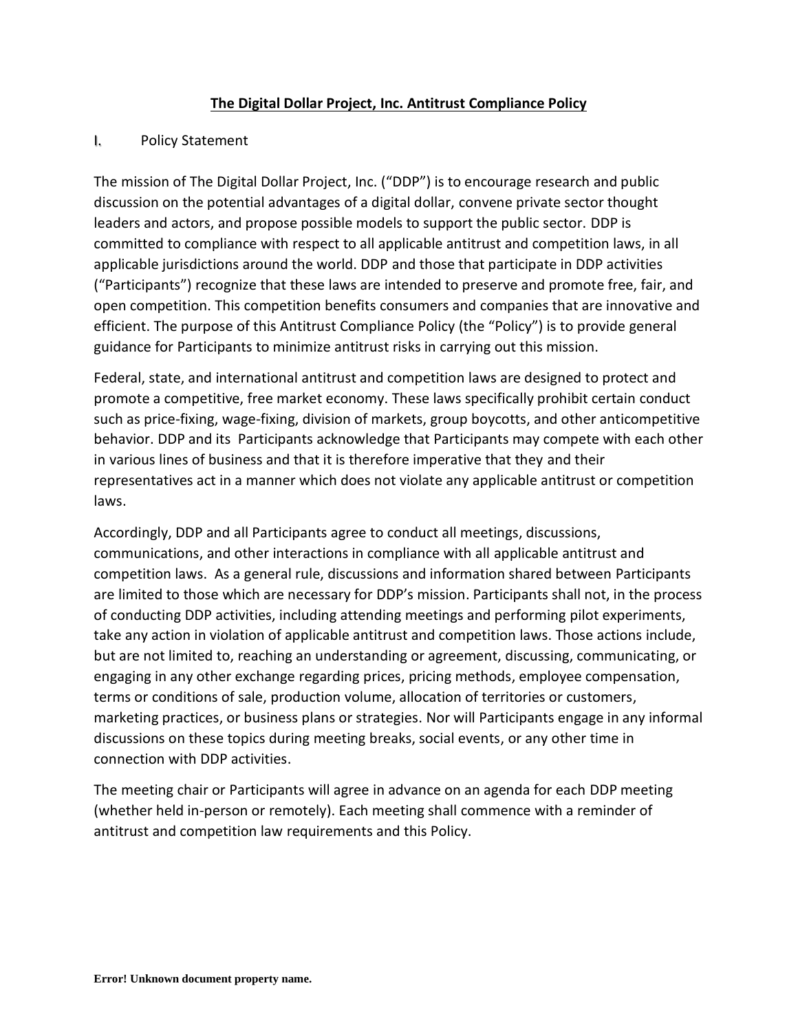# The Digital Dollar Project, Inc. Antitrust Compliance Policy

## I. Policy Statement

The mission of The Digital Dollar Project, Inc. ("DDP") is to encourage research and public discussion on the potential advantages of a digital dollar, convene private sector thought leaders and actors, and propose possible models to support the public sector. DDP is committed to compliance with respect to all applicable antitrust and competition laws, in all applicable jurisdictions around the world. DDP and those that participate in DDP activities ("Participants") recognize that these laws are intended to preserve and promote free, fair, and open competition. This competition benefits consumers and companies that are innovative and efficient. The purpose of this Antitrust Compliance Policy (the "Policy") is to provide general guidance for Participants to minimize antitrust risks in carrying out this mission.

Federal, state, and international antitrust and competition laws are designed to protect and promote a competitive, free market economy. These laws specifically prohibit certain conduct such as price-fixing, wage-fixing, division of markets, group boycotts, and other anticompetitive behavior. DDP and its Participants acknowledge that Participants may compete with each other in various lines of business and that it is therefore imperative that they and their representatives act in a manner which does not violate any applicable antitrust or competition laws.

Accordingly, DDP and all Participants agree to conduct all meetings, discussions, communications, and other interactions in compliance with all applicable antitrust and competition laws. As a general rule, discussions and information shared between Participants are limited to those which are necessary for DDP's mission. Participants shall not, in the process of conducting DDP activities, including attending meetings and performing pilot experiments, take any action in violation of applicable antitrust and competition laws. Those actions include, but are not limited to, reaching an understanding or agreement, discussing, communicating, or engaging in any other exchange regarding prices, pricing methods, employee compensation, terms or conditions of sale, production volume, allocation of territories or customers, marketing practices, or business plans or strategies. Nor will Participants engage in any informal discussions on these topics during meeting breaks, social events, or any other time in connection with DDP activities.

The meeting chair or Participants will agree in advance on an agenda for each DDP meeting (whether held in-person or remotely). Each meeting shall commence with a reminder of antitrust and competition law requirements and this Policy.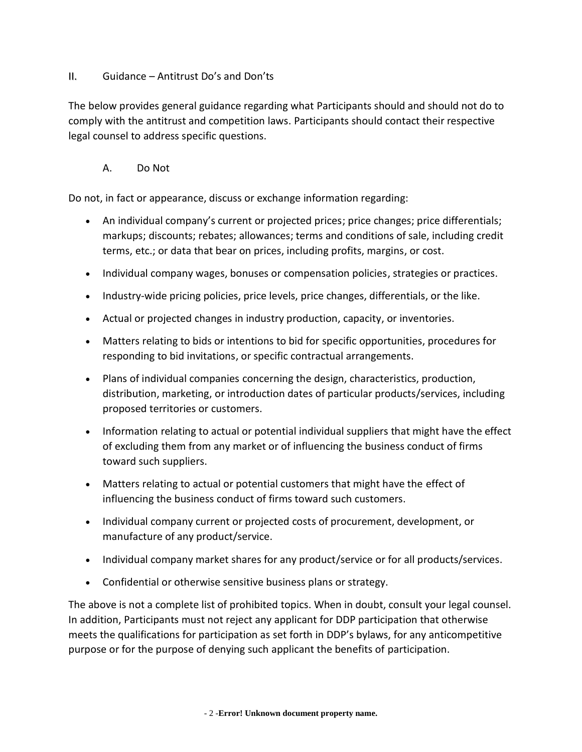## II. Guidance – Antitrust Do's and Don'ts

The below provides general guidance regarding what Participants should and should not do to comply with the antitrust and competition laws. Participants should contact their respective legal counsel to address specific questions.

### A. Do Not

Do not, in fact or appearance, discuss or exchange information regarding:

- An individual company's current or projected prices; price changes; price differentials; markups; discounts; rebates; allowances; terms and conditions of sale, including credit terms, etc.; or data that bear on prices, including profits, margins, or cost.
- Individual company wages, bonuses or compensation policies, strategies or practices.
- Industry-wide pricing policies, price levels, price changes, differentials, or the like.
- Actual or projected changes in industry production, capacity, or inventories.
- Matters relating to bids or intentions to bid for specific opportunities, procedures for responding to bid invitations, or specific contractual arrangements.
- Plans of individual companies concerning the design, characteristics, production, distribution, marketing, or introduction dates of particular products/services, including proposed territories or customers.
- Information relating to actual or potential individual suppliers that might have the effect of excluding them from any market or of influencing the business conduct of firms toward such suppliers.
- Matters relating to actual or potential customers that might have the effect of influencing the business conduct of firms toward such customers.
- Individual company current or projected costs of procurement, development, or manufacture of any product/service.
- Individual company market shares for any product/service or for all products/services.
- Confidential or otherwise sensitive business plans or strategy.

The above is not a complete list of prohibited topics. When in doubt, consult your legal counsel. In addition, Participants must not reject any applicant for DDP participation that otherwise meets the qualifications for participation as set forth in DDP's bylaws, for any anticompetitive purpose or for the purpose of denying such applicant the benefits of participation.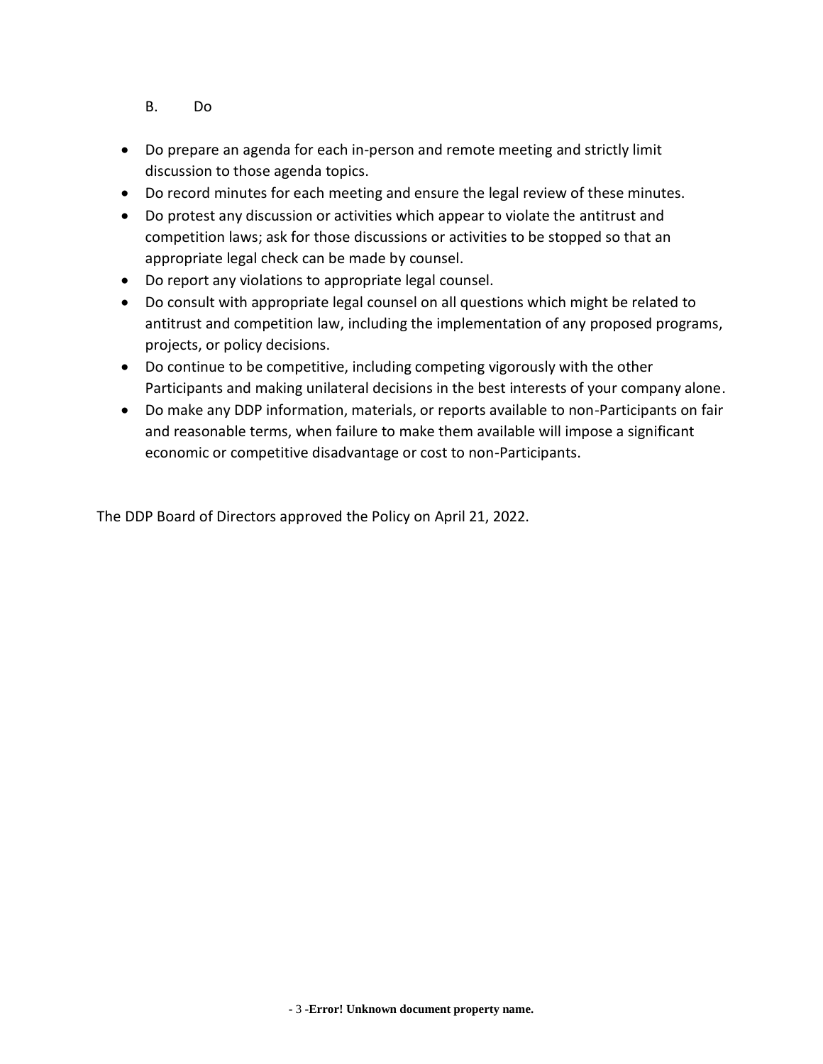B. Do

- Do prepare an agenda for each in-person and remote meeting and strictly limit discussion to those agenda topics.
- Do record minutes for each meeting and ensure the legal review of these minutes.
- Do protest any discussion or activities which appear to violate the antitrust and competition laws; ask for those discussions or activities to be stopped so that an appropriate legal check can be made by counsel.
- Do report any violations to appropriate legal counsel.
- Do consult with appropriate legal counsel on all questions which might be related to antitrust and competition law, including the implementation of any proposed programs, projects, or policy decisions.
- Do continue to be competitive, including competing vigorously with the other Participants and making unilateral decisions in the best interests of your company alone.
- Do make any DDP information, materials, or reports available to non-Participants on fair and reasonable terms, when failure to make them available will impose a significant economic or competitive disadvantage or cost to non-Participants.

The DDP Board of Directors approved the Policy on April 21, 2022.